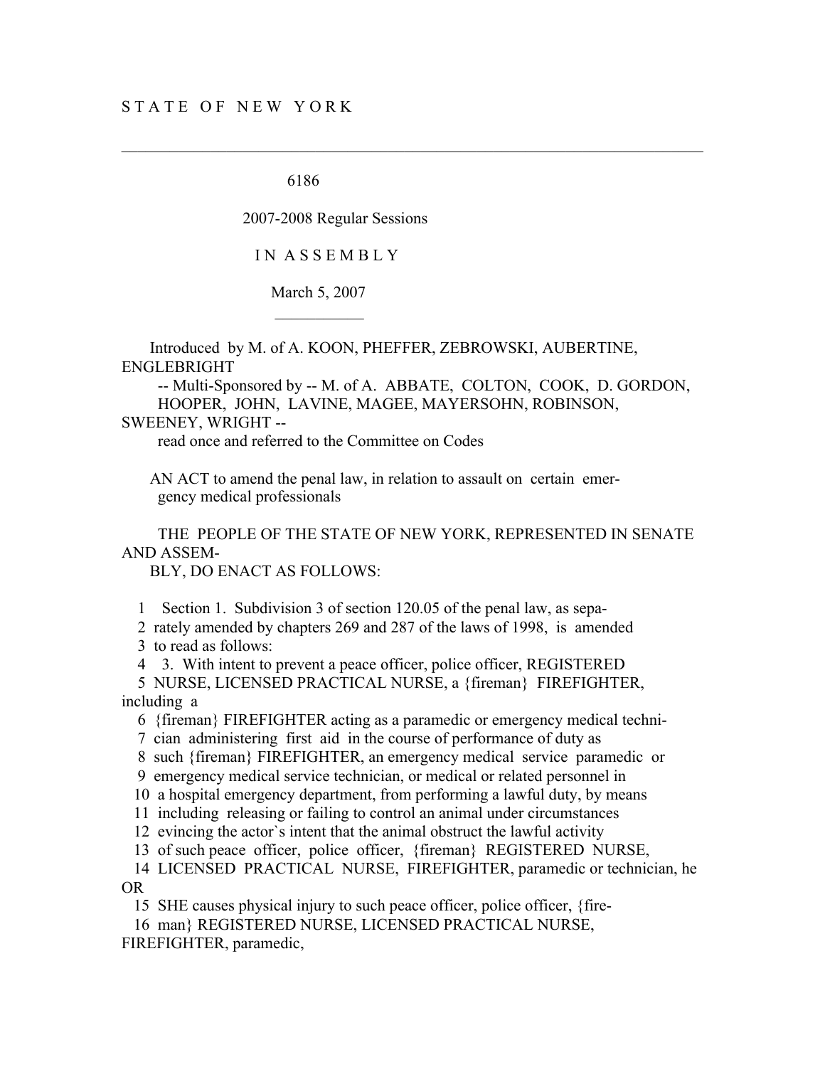S T A T E O F N E W Y O R K

---

6186

2007-2008 Regular Sessions

I N A S S E M B L Y

March 5, 2007

---

Introduced by M. of A. KOON, PHEFFER, ZEBROWSKI, AUBERTINE, ENGLEBRIGHT -- Multi-Sponsored by -- M. of A. ABBATE, COLTON, COOK, D. GORDON, HOOPER, JOHN, LAVINE, MAGEE, MAYERSOHN, ROBINSON, SWEENEY, WRIGHT -- read once and referred to the Committee on Codes

AN ACT to amend the penal law, in relation to assault on certain emergency medical professionals

THE PEOPLE OF THE STATE OF NEW YORK, REPRESENTED IN SENATE AND ASSEMBLY, DO ENACT AS FOLLOWS:

1 Section 1. Subdivision 3 of section 120.05 of the penal law, as sepa-
2 rately amended by chapters 269 and 287 of the laws of 1998, is amended
3 to read as follows:
4 3. With intent to prevent a peace officer, police officer, REGISTERED
5 NURSE, LICENSED PRACTICAL NURSE, a {fireman} FIREFIGHTER, including a
6 {fireman} FIREFIGHTER acting as a paramedic or emergency medical techni-
7 cian administering first aid in the course of performance of duty as
8 such {fireman} FIREFIGHTER, an emergency medical service paramedic or
9 emergency medical service technician, or medical or related personnel in
10 a hospital emergency department, from performing a lawful duty, by means
11 including releasing or failing to control an animal under circumstances
12 evincing the actor`s intent that the animal obstruct the lawful activity
13 of such peace officer, police officer, {fireman} REGISTERED NURSE,
14 LICENSED PRACTICAL NURSE, FIREFIGHTER, paramedic or technician, he OR
15 SHE causes physical injury to such peace officer, police officer, {fire-
16 man} REGISTERED NURSE, LICENSED PRACTICAL NURSE, FIREFIGHTER, paramedic,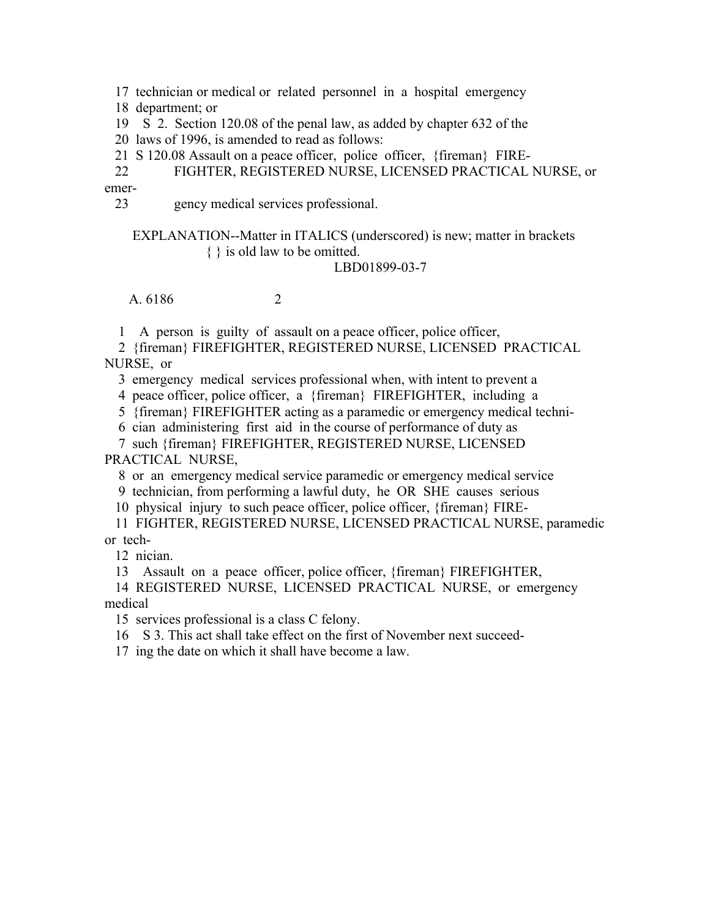17 technician or medical or related personnel in a hospital emergency
18 department; or
19 S 2. Section 120.08 of the penal law, as added by chapter 632 of the
20 laws of 1996, is amended to read as follows:
21 S 120.08 Assault on a peace officer, police officer, {fireman} FIRE-
22 FIGHTER, REGISTERED NURSE, LICENSED PRACTICAL NURSE, or emer-
23 gency medical services professional.

EXPLANATION--Matter in ITALICS (underscored) is new; matter in brackets { } is old law to be omitted.

LBD01899-03-7

A. 6186 2

1 A person is guilty of assault on a peace officer, police officer,
2 {fireman} FIREFIGHTER, REGISTERED NURSE, LICENSED PRACTICAL NURSE, or
3 emergency medical services professional when, with intent to prevent a
4 peace officer, police officer, a {fireman} FIREFIGHTER, including a
5 {fireman} FIREFIGHTER acting as a paramedic or emergency medical techni-
6 cian administering first aid in the course of performance of duty as
7 such {fireman} FIREFIGHTER, REGISTERED NURSE, LICENSED PRACTICAL NURSE,
8 or an emergency medical service paramedic or emergency medical service
9 technician, from performing a lawful duty, he OR SHE causes serious
10 physical injury to such peace officer, police officer, {fireman} FIRE-
11 FIGHTER, REGISTERED NURSE, LICENSED PRACTICAL NURSE, paramedic or tech-
12 nician.
13 Assault on a peace officer, police officer, {fireman} FIREFIGHTER,
14 REGISTERED NURSE, LICENSED PRACTICAL NURSE, or emergency medical
15 services professional is a class C felony.
16 S 3. This act shall take effect on the first of November next succeed-
17 ing the date on which it shall have become a law.